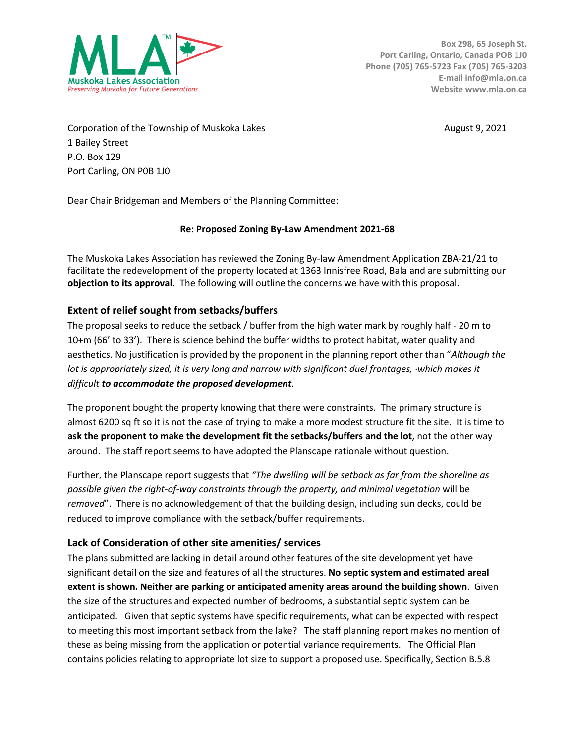**Muskoka Lakes Association**
*Preserving Muskoka for Future Generations*

Box 298, 65 Joseph St.
Port Carling, Ontario, Canada POB 1J0
Phone (705) 765-5723 Fax (705) 765-3203
E-mail info@mla.on.ca
Website www.mla.on.ca

Corporation of the Township of Muskoka Lakes
1 Bailey Street
P.O. Box 129
Port Carling, ON P0B 1J0

August 9, 2021

Dear Chair Bridgeman and Members of the Planning Committee:

**Re: Proposed Zoning By-Law Amendment 2021-68**

The Muskoka Lakes Association has reviewed the Zoning By-law Amendment Application ZBA-21/21 to facilitate the redevelopment of the property located at 1363 Innisfree Road, Bala and are submitting our **objection to its approval**. The following will outline the concerns we have with this proposal.

## Extent of relief sought from setbacks/buffers

The proposal seeks to reduce the setback / buffer from the high water mark by roughly half - 20 m to 10+m (66' to 33'). There is science behind the buffer widths to protect habitat, water quality and aesthetics. No justification is provided by the proponent in the planning report other than "*Although the lot is appropriately sized, it is very long and narrow with significant duel frontages, ·which makes it difficult* ***to accommodate the proposed development****.*

The proponent bought the property knowing that there were constraints. The primary structure is almost 6200 sq ft so it is not the case of trying to make a more modest structure fit the site. It is time to **ask the proponent to make the development fit the setbacks/buffers and the lot**, not the other way around. The staff report seems to have adopted the Planscape rationale without question.

Further, the Planscape report suggests that *"The dwelling will be setback as far from the shoreline as possible given the right-of-way constraints through the property, and minimal vegetation* will be *removed*". There is no acknowledgement of that the building design, including sun decks, could be reduced to improve compliance with the setback/buffer requirements.

## Lack of Consideration of other site amenities/ services

The plans submitted are lacking in detail around other features of the site development yet have significant detail on the size and features of all the structures. **No septic system and estimated areal extent is shown. Neither are parking or anticipated amenity areas around the building shown**. Given the size of the structures and expected number of bedrooms, a substantial septic system can be anticipated. Given that septic systems have specific requirements, what can be expected with respect to meeting this most important setback from the lake? The staff planning report makes no mention of these as being missing from the application or potential variance requirements. The Official Plan contains policies relating to appropriate lot size to support a proposed use. Specifically, Section B.5.8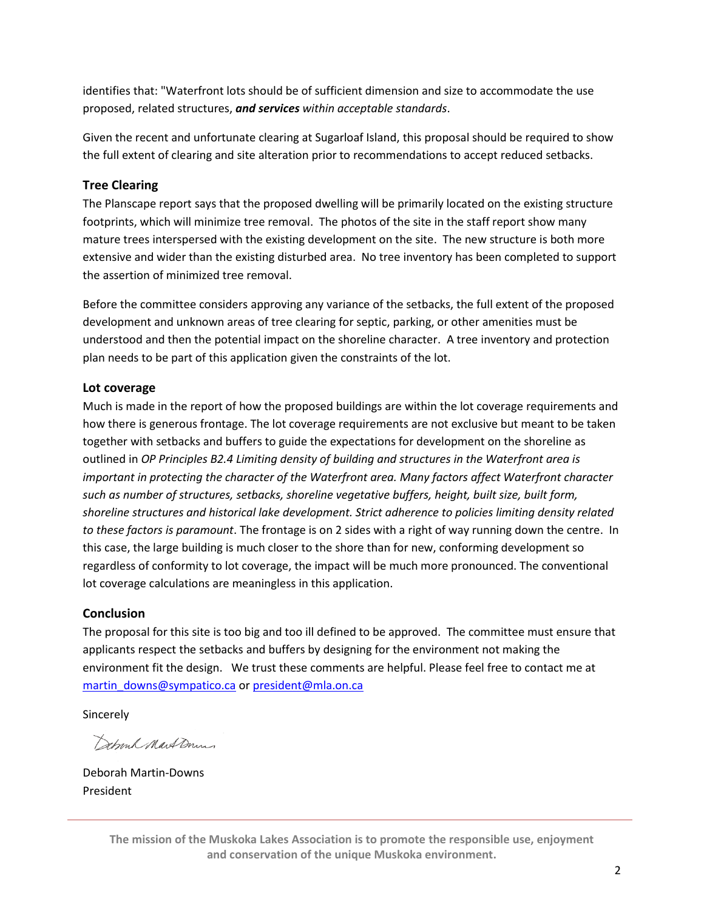identifies that: "Waterfront lots should be of sufficient dimension and size to accommodate the use proposed, related structures, ***and services*** *within acceptable standards*.

Given the recent and unfortunate clearing at Sugarloaf Island, this proposal should be required to show the full extent of clearing and site alteration prior to recommendations to accept reduced setbacks.

### Tree Clearing

The Planscape report says that the proposed dwelling will be primarily located on the existing structure footprints, which will minimize tree removal. The photos of the site in the staff report show many mature trees interspersed with the existing development on the site. The new structure is both more extensive and wider than the existing disturbed area. No tree inventory has been completed to support the assertion of minimized tree removal.

Before the committee considers approving any variance of the setbacks, the full extent of the proposed development and unknown areas of tree clearing for septic, parking, or other amenities must be understood and then the potential impact on the shoreline character. A tree inventory and protection plan needs to be part of this application given the constraints of the lot.

### Lot coverage

Much is made in the report of how the proposed buildings are within the lot coverage requirements and how there is generous frontage. The lot coverage requirements are not exclusive but meant to be taken together with setbacks and buffers to guide the expectations for development on the shoreline as outlined in *OP Principles B2.4 Limiting density of building and structures in the Waterfront area is important in protecting the character of the Waterfront area. Many factors affect Waterfront character such as number of structures, setbacks, shoreline vegetative buffers, height, built size, built form, shoreline structures and historical lake development. Strict adherence to policies limiting density related to these factors is paramount*. The frontage is on 2 sides with a right of way running down the centre. In this case, the large building is much closer to the shore than for new, conforming development so regardless of conformity to lot coverage, the impact will be much more pronounced. The conventional lot coverage calculations are meaningless in this application.

### Conclusion

The proposal for this site is too big and too ill defined to be approved. The committee must ensure that applicants respect the setbacks and buffers by designing for the environment not making the environment fit the design. We trust these comments are helpful. Please feel free to contact me at [martin_downs@sympatico.ca](mailto:martin_downs@sympatico.ca) or [president@mla.on.ca](mailto:president@mla.on.ca)

Sincerely

Deborah Martin-Downs
President

**The mission of the Muskoka Lakes Association is to promote the responsible use, enjoyment and conservation of the unique Muskoka environment.**